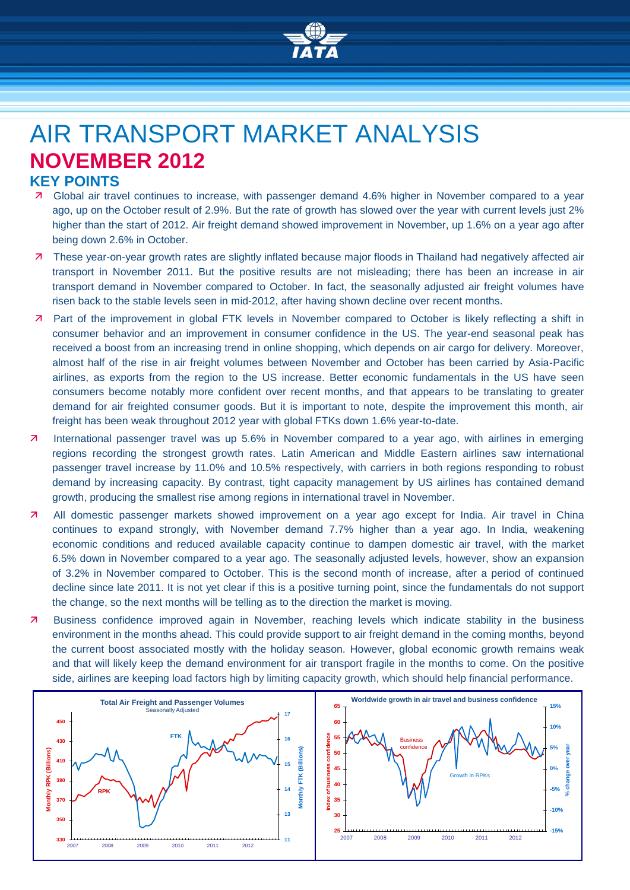# AIR TRANSPORT MARKET ANALYSIS

## NOVEMBER 2012

### KEY POINTS

- Global air travel continues to increase, with passenger demand 4.6% higher in November compared to a year ago, up on the October result of 2.9%. But the rate of growth has slowed over the year with current levels just 2% higher than the start of 2012. Air freight demand showed improvement in November, up 1.6% on a year ago after being down 2.6% in October.
- These year-on-year growth rates are slightly inflated because major floods in Thailand had negatively affected air transport in November 2011. But the positive results are not misleading; there has been an increase in air transport demand in November compared to October. In fact, the seasonally adjusted air freight volumes have risen back to the stable levels seen in mid-2012, after having shown decline over recent months.
- Part of the improvement in global FTK levels in November compared to October is likely reflecting a shift in consumer behavior and an improvement in consumer confidence in the US. The year-end seasonal peak has received a boost from an increasing trend in online shopping, which depends on air cargo for delivery. Moreover, almost half of the rise in air freight volumes between November and October has been carried by Asia-Pacific airlines, as exports from the region to the US increase. Better economic fundamentals in the US have seen consumers become notably more confident over recent months, and that appears to be translating to greater demand for air freighted consumer goods. But it is important to note, despite the improvement this month, air freight has been weak throughout 2012 year with global FTKs down 1.6% year-to-date.
- International passenger travel was up 5.6% in November compared to a year ago, with airlines in emerging regions recording the strongest growth rates. Latin American and Middle Eastern airlines saw international passenger travel increase by 11.0% and 10.5% respectively, with carriers in both regions responding to robust demand by increasing capacity. By contrast, tight capacity management by US airlines has contained demand growth, producing the smallest rise among regions in international travel in November.
- All domestic passenger markets showed improvement on a year ago except for India. Air travel in China continues to expand strongly, with November demand 7.7% higher than a year ago. In India, weakening economic conditions and reduced available capacity continue to dampen domestic air travel, with the market 6.5% down in November compared to a year ago. The seasonally adjusted levels, however, show an expansion of 3.2% in November compared to October. This is the second month of increase, after a period of continued decline since late 2011. It is not yet clear if this is a positive turning point, since the fundamentals do not support the change, so the next months will be telling as to the direction the market is moving.
- Business confidence improved again in November, reaching levels which indicate stability in the business environment in the months ahead. This could provide support to air freight demand in the coming months, beyond the current boost associated mostly with the holiday season. However, global economic growth remains weak and that will likely keep the demand environment for air transport fragile in the months to come. On the positive side, airlines are keeping load factors high by limiting capacity growth, which should help financial performance.

**Total Air Freight and Passenger Volumes** (Seasonally Adjusted)

**Worldwide growth in air travel and business confidence**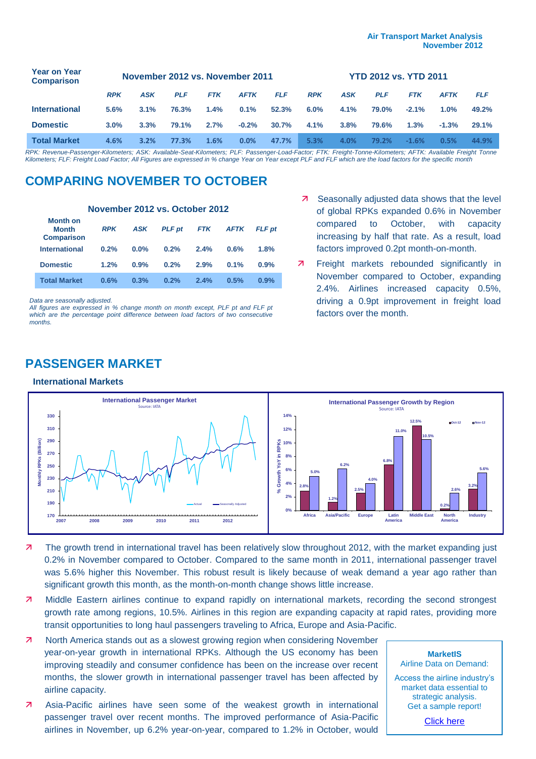**Air Transport Market Analysis**
**November 2012**

| Year on Year Comparison | November 2012 vs. November 2011 | | | | | | YTD 2012 vs. YTD 2011 | | | | | |
|---|---|---|---|---|---|---|---|---|---|---|---|---|
| | *RPK* | *ASK* | *PLF* | *FTK* | *AFTK* | *FLF* | *RPK* | *ASK* | *PLF* | *FTK* | *AFTK* | *FLF* |
| **International** | 5.6% | 3.1% | 76.3% | 1.4% | 0.1% | 52.3% | 6.0% | 4.1% | 79.0% | -2.1% | 1.0% | 49.2% |
| **Domestic** | 3.0% | 3.3% | 79.1% | 2.7% | -0.2% | 30.7% | 4.1% | 3.8% | 79.6% | 1.3% | -1.3% | 29.1% |
| **Total Market** | 4.6% | 3.2% | 77.3% | 1.6% | 0.0% | 47.7% | 5.3% | 4.0% | 79.2% | -1.6% | 0.5% | 44.9% |

*RPK: Revenue-Passenger-Kilometers; ASK: Available-Seat-Kilometers; PLF: Passenger-Load-Factor; FTK: Freight-Tonne-Kilometers; AFTK: Available Freight Tonne Kilometers; FLF: Freight Load Factor; All Figures are expressed in % change Year on Year except PLF and FLF which are the load factors for the specific month*

## COMPARING NOVEMBER TO OCTOBER

| Month on Month Comparison | November 2012 vs. October 2012 | | | | | |
|---|---|---|---|---|---|---|
| | *RPK* | *ASK* | *PLF pt* | *FTK* | *AFTK* | *FLF pt* |
| **International** | 0.2% | 0.0% | 0.2% | 2.4% | 0.6% | 1.8% |
| **Domestic** | 1.2% | 0.9% | 0.2% | 2.9% | 0.1% | 0.9% |
| **Total Market** | 0.6% | 0.3% | 0.2% | 2.4% | 0.5% | 0.9% |

*Data are seasonally adjusted.*
*All figures are expressed in % change month on month except, PLF pt and FLF pt which are the percentage point difference between load factors of two consecutive months.*

- Seasonally adjusted data shows that the level of global RPKs expanded 0.6% in November compared to October, with capacity increasing by half that rate. As a result, load factors improved 0.2pt month-on-month.
- Freight markets rebounded significantly in November compared to October, expanding 2.4%. Airlines increased capacity 0.5%, driving a 0.9pt improvement in freight load factors over the month.

## PASSENGER MARKET

### International Markets

**International Passenger Market**
Source: IATA

**International Passenger Growth by Region**
Source: IATA

| Region | Oct-12 | Nov-12 |
|---|---|---|
| Africa | 2.8% | 5.0% |
| Asia/Pacific | 1.2% | 6.2% |
| Europe | 2.5% | 4.0% |
| Latin America | 6.8% | 11.0% |
| Middle East | 12.5% | 10.5% |
| North America | 0.2% | 2.6% |
| Industry | 3.2% | 5.6% |

- The growth trend in international travel has been relatively slow throughout 2012, with the market expanding just 0.2% in November compared to October. Compared to the same month in 2011, international passenger travel was 5.6% higher this November. This robust result is likely because of weak demand a year ago rather than significant growth this month, as the month-on-month change shows little increase.
- Middle Eastern airlines continue to expand rapidly on international markets, recording the second strongest growth rate among regions, 10.5%. Airlines in this region are expanding capacity at rapid rates, providing more transit opportunities to long haul passengers traveling to Africa, Europe and Asia-Pacific.
- North America stands out as a slowest growing region when considering November year-on-year growth in international RPKs. Although the US economy has been improving steadily and consumer confidence has been on the increase over recent months, the slower growth in international passenger travel has been affected by airline capacity.
- Asia-Pacific airlines have seen some of the weakest growth in international passenger travel over recent months. The improved performance of Asia-Pacific airlines in November, up 6.2% year-on-year, compared to 1.2% in October, would

**MarketIS**
Airline Data on Demand:
Access the airline industry's market data essential to strategic analysis.
Get a sample report!
Click here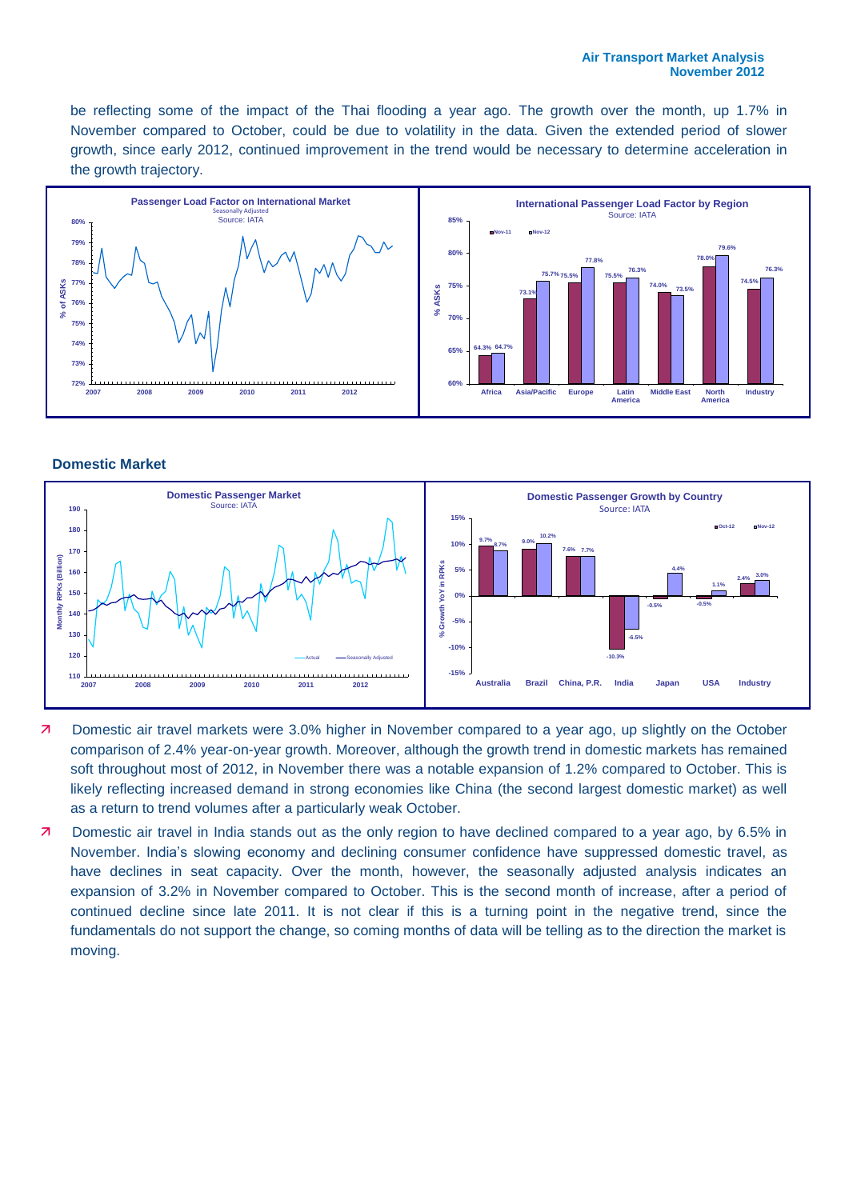be reflecting some of the impact of the Thai flooding a year ago. The growth over the month, up 1.7% in November compared to October, could be due to volatility in the data. Given the extended period of slower growth, since early 2012, continued improvement in the trend would be necessary to determine acceleration in the growth trajectory.

## Domestic Market

- Domestic air travel markets were 3.0% higher in November compared to a year ago, up slightly on the October comparison of 2.4% year-on-year growth. Moreover, although the growth trend in domestic markets has remained soft throughout most of 2012, in November there was a notable expansion of 1.2% compared to October. This is likely reflecting increased demand in strong economies like China (the second largest domestic market) as well as a return to trend volumes after a particularly weak October.
- Domestic air travel in India stands out as the only region to have declined compared to a year ago, by 6.5% in November. India's slowing economy and declining consumer confidence have suppressed domestic travel, as have declines in seat capacity. Over the month, however, the seasonally adjusted analysis indicates an expansion of 3.2% in November compared to October. This is the second month of increase, after a period of continued decline since late 2011. It is not clear if this is a turning point in the negative trend, since the fundamentals do not support the change, so coming months of data will be telling as to the direction the market is moving.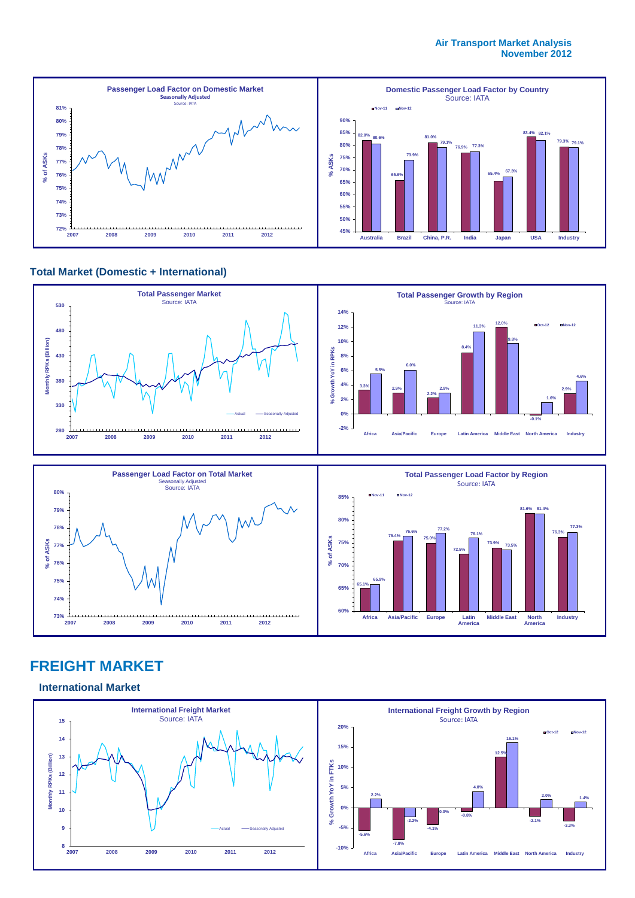**Passenger Load Factor on Domestic Market**
Seasonally Adjusted
Source: IATA

**Domestic Passenger Load Factor by Country**
Source: IATA

| % ASKs | Australia | Brazil | China, P.R. | India | Japan | USA | Industry |
| --- | --- | --- | --- | --- | --- | --- | --- |
| Nov-11 | 82.0% | 65.6% | 81.0% | 76.9% | 65.4% | 83.4% | 79.3% |
| Nov-12 | 80.6% | 73.9% | 79.1% | 77.3% | 67.3% | 82.1% | 79.1% |

## Total Market (Domestic + International)

**Total Passenger Market**
Source: IATA

**Total Passenger Growth by Region**
Source: IATA

| % Growth YoY in RPKs | Africa | Asia/Pacific | Europe | Latin America | Middle East | North America | Industry |
| --- | --- | --- | --- | --- | --- | --- | --- |
| Oct-12 | 3.3% | 2.9% | 2.2% | 8.4% | 12.0% | -0.1% | 2.9% |
| Nov-12 | 5.5% | 6.0% | 2.9% | 11.3% | 9.8% | 1.6% | 4.6% |

**Passenger Load Factor on Total Market**
Seasonally Adjusted
Source: IATA

**Total Passenger Load Factor by Region**
Source: IATA

| % ASKs | Africa | Asia/Pacific | Europe | Latin America | Middle East | North America | Industry |
| --- | --- | --- | --- | --- | --- | --- | --- |
| Nov-11 | 65.1% | 75.4% | 75.0% | 72.5% | 73.9% | 81.6% | 76.3% |
| Nov-12 | 65.9% | 76.6% | 77.2% | 76.1% | 73.5% | 81.4% | 77.3% |

# FREIGHT MARKET

## International Market

**International Freight Market**
Source: IATA

**International Freight Growth by Region**
Source: IATA

| % Growth YoY in FTKs | Africa | Asia/Pacific | Europe | Latin America | Middle East | North America | Industry |
| --- | --- | --- | --- | --- | --- | --- | --- |
| Oct-12 | -5.6% | -7.8% | -4.1% | -0.8% | 12.5% | -2.1% | -3.3% |
| Nov-12 | 2.2% | -2.2% | 0.0% | 4.0% | 16.1% | 2.0% | 1.4% |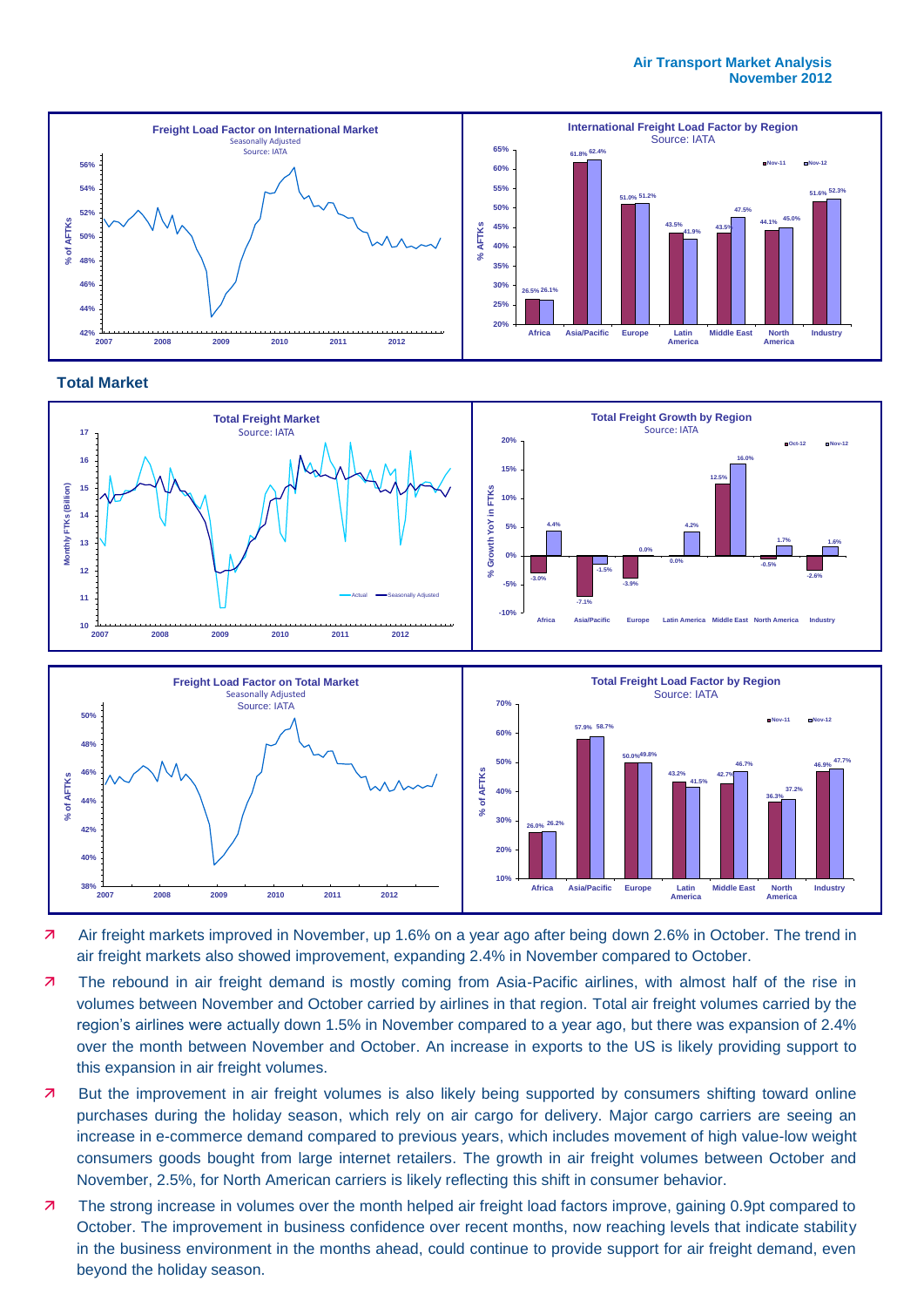## Total Market

- Air freight markets improved in November, up 1.6% on a year ago after being down 2.6% in October. The trend in air freight markets also showed improvement, expanding 2.4% in November compared to October.
- The rebound in air freight demand is mostly coming from Asia-Pacific airlines, with almost half of the rise in volumes between November and October carried by airlines in that region. Total air freight volumes carried by the region's airlines were actually down 1.5% in November compared to a year ago, but there was expansion of 2.4% over the month between November and October. An increase in exports to the US is likely providing support to this expansion in air freight volumes.
- But the improvement in air freight volumes is also likely being supported by consumers shifting toward online purchases during the holiday season, which rely on air cargo for delivery. Major cargo carriers are seeing an increase in e-commerce demand compared to previous years, which includes movement of high value-low weight consumers goods bought from large internet retailers. The growth in air freight volumes between October and November, 2.5%, for North American carriers is likely reflecting this shift in consumer behavior.
- The strong increase in volumes over the month helped air freight load factors improve, gaining 0.9pt compared to October. The improvement in business confidence over recent months, now reaching levels that indicate stability in the business environment in the months ahead, could continue to provide support for air freight demand, even beyond the holiday season.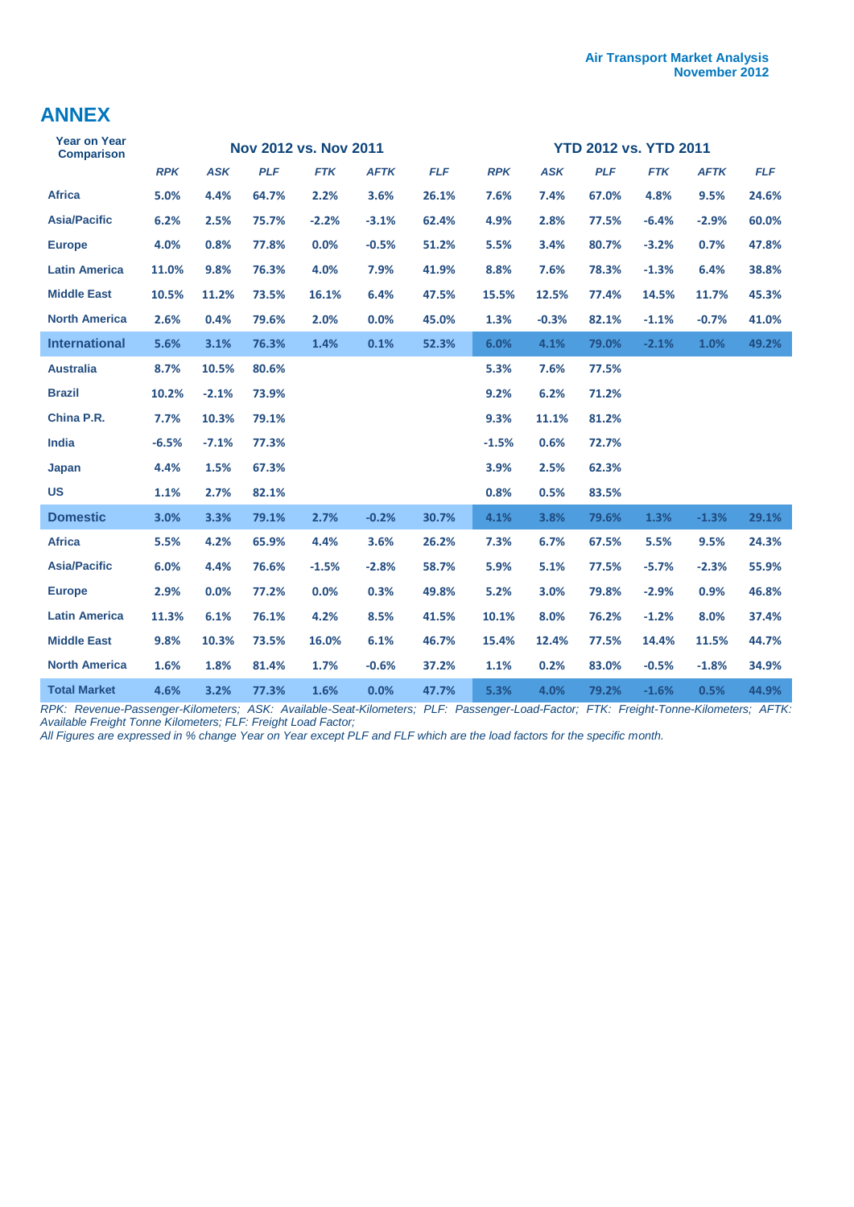## ANNEX

| Year on Year Comparison | Nov 2012 vs. Nov 2011 | | | | | | YTD 2012 vs. YTD 2011 | | | | | |
|---|---|---|---|---|---|---|---|---|---|---|---|---|
| | *RPK* | *ASK* | *PLF* | *FTK* | *AFTK* | *FLF* | *RPK* | *ASK* | *PLF* | *FTK* | *AFTK* | *FLF* |
| **Africa** | 5.0% | 4.4% | 64.7% | 2.2% | 3.6% | 26.1% | 7.6% | 7.4% | 67.0% | 4.8% | 9.5% | 24.6% |
| **Asia/Pacific** | 6.2% | 2.5% | 75.7% | -2.2% | -3.1% | 62.4% | 4.9% | 2.8% | 77.5% | -6.4% | -2.9% | 60.0% |
| **Europe** | 4.0% | 0.8% | 77.8% | 0.0% | -0.5% | 51.2% | 5.5% | 3.4% | 80.7% | -3.2% | 0.7% | 47.8% |
| **Latin America** | 11.0% | 9.8% | 76.3% | 4.0% | 7.9% | 41.9% | 8.8% | 7.6% | 78.3% | -1.3% | 6.4% | 38.8% |
| **Middle East** | 10.5% | 11.2% | 73.5% | 16.1% | 6.4% | 47.5% | 15.5% | 12.5% | 77.4% | 14.5% | 11.7% | 45.3% |
| **North America** | 2.6% | 0.4% | 79.6% | 2.0% | 0.0% | 45.0% | 1.3% | -0.3% | 82.1% | -1.1% | -0.7% | 41.0% |
| **International** | 5.6% | 3.1% | 76.3% | 1.4% | 0.1% | 52.3% | 6.0% | 4.1% | 79.0% | -2.1% | 1.0% | 49.2% |
| **Australia** | 8.7% | 10.5% | 80.6% | | | | 5.3% | 7.6% | 77.5% | | | |
| **Brazil** | 10.2% | -2.1% | 73.9% | | | | 9.2% | 6.2% | 71.2% | | | |
| **China P.R.** | 7.7% | 10.3% | 79.1% | | | | 9.3% | 11.1% | 81.2% | | | |
| **India** | -6.5% | -7.1% | 77.3% | | | | -1.5% | 0.6% | 72.7% | | | |
| **Japan** | 4.4% | 1.5% | 67.3% | | | | 3.9% | 2.5% | 62.3% | | | |
| **US** | 1.1% | 2.7% | 82.1% | | | | 0.8% | 0.5% | 83.5% | | | |
| **Domestic** | 3.0% | 3.3% | 79.1% | 2.7% | -0.2% | 30.7% | 4.1% | 3.8% | 79.6% | 1.3% | -1.3% | 29.1% |
| **Africa** | 5.5% | 4.2% | 65.9% | 4.4% | 3.6% | 26.2% | 7.3% | 6.7% | 67.5% | 5.5% | 9.5% | 24.3% |
| **Asia/Pacific** | 6.0% | 4.4% | 76.6% | -1.5% | -2.8% | 58.7% | 5.9% | 5.1% | 77.5% | -5.7% | -2.3% | 55.9% |
| **Europe** | 2.9% | 0.0% | 77.2% | 0.0% | 0.3% | 49.8% | 5.2% | 3.0% | 79.8% | -2.9% | 0.9% | 46.8% |
| **Latin America** | 11.3% | 6.1% | 76.1% | 4.2% | 8.5% | 41.5% | 10.1% | 8.0% | 76.2% | -1.2% | 8.0% | 37.4% |
| **Middle East** | 9.8% | 10.3% | 73.5% | 16.0% | 6.1% | 46.7% | 15.4% | 12.4% | 77.5% | 14.4% | 11.5% | 44.7% |
| **North America** | 1.6% | 1.8% | 81.4% | 1.7% | -0.6% | 37.2% | 1.1% | 0.2% | 83.0% | -0.5% | -1.8% | 34.9% |
| **Total Market** | 4.6% | 3.2% | 77.3% | 1.6% | 0.0% | 47.7% | 5.3% | 4.0% | 79.2% | -1.6% | 0.5% | 44.9% |

*RPK: Revenue-Passenger-Kilometers; ASK: Available-Seat-Kilometers; PLF: Passenger-Load-Factor; FTK: Freight-Tonne-Kilometers; AFTK: Available Freight Tonne Kilometers; FLF: Freight Load Factor;*

*All Figures are expressed in % change Year on Year except PLF and FLF which are the load factors for the specific month.*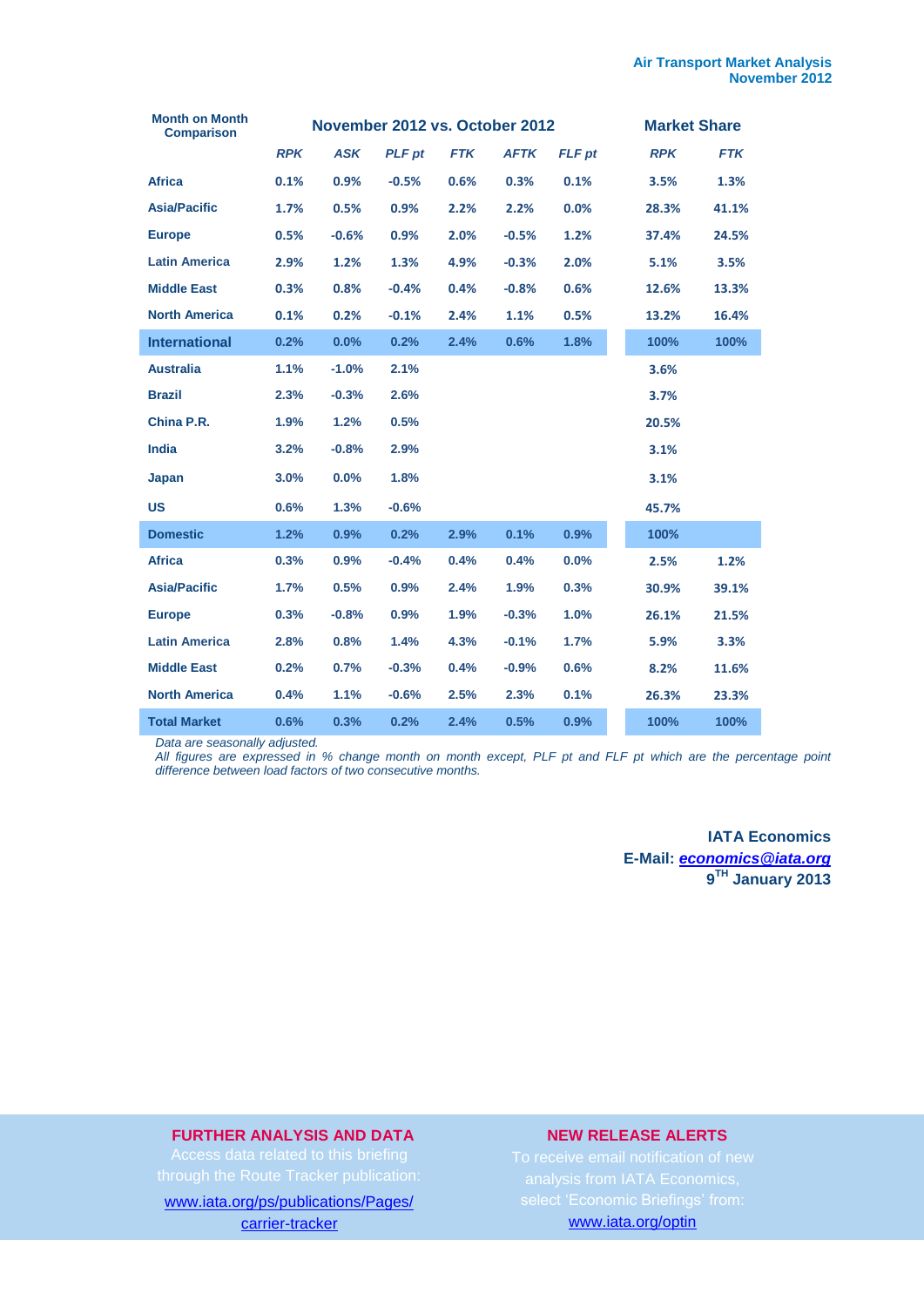**Air Transport Market Analysis**
**November 2012**

| Month on Month Comparison | November 2012 vs. October 2012 | | | | | | Market Share | |
|---|---|---|---|---|---|---|---|---|
| | *RPK* | *ASK* | *PLF pt* | *FTK* | *AFTK* | *FLF pt* | *RPK* | *FTK* |
| **Africa** | 0.1% | 0.9% | -0.5% | 0.6% | 0.3% | 0.1% | 3.5% | 1.3% |
| **Asia/Pacific** | 1.7% | 0.5% | 0.9% | 2.2% | 2.2% | 0.0% | 28.3% | 41.1% |
| **Europe** | 0.5% | -0.6% | 0.9% | 2.0% | -0.5% | 1.2% | 37.4% | 24.5% |
| **Latin America** | 2.9% | 1.2% | 1.3% | 4.9% | -0.3% | 2.0% | 5.1% | 3.5% |
| **Middle East** | 0.3% | 0.8% | -0.4% | 0.4% | -0.8% | 0.6% | 12.6% | 13.3% |
| **North America** | 0.1% | 0.2% | -0.1% | 2.4% | 1.1% | 0.5% | 13.2% | 16.4% |
| **International** | 0.2% | 0.0% | 0.2% | 2.4% | 0.6% | 1.8% | 100% | 100% |
| **Australia** | 1.1% | -1.0% | 2.1% | | | | 3.6% | |
| **Brazil** | 2.3% | -0.3% | 2.6% | | | | 3.7% | |
| **China P.R.** | 1.9% | 1.2% | 0.5% | | | | 20.5% | |
| **India** | 3.2% | -0.8% | 2.9% | | | | 3.1% | |
| **Japan** | 3.0% | 0.0% | 1.8% | | | | 3.1% | |
| **US** | 0.6% | 1.3% | -0.6% | | | | 45.7% | |
| **Domestic** | 1.2% | 0.9% | 0.2% | 2.9% | 0.1% | 0.9% | 100% | |
| **Africa** | 0.3% | 0.9% | -0.4% | 0.4% | 0.4% | 0.0% | 2.5% | 1.2% |
| **Asia/Pacific** | 1.7% | 0.5% | 0.9% | 2.4% | 1.9% | 0.3% | 30.9% | 39.1% |
| **Europe** | 0.3% | -0.8% | 0.9% | 1.9% | -0.3% | 1.0% | 26.1% | 21.5% |
| **Latin America** | 2.8% | 0.8% | 1.4% | 4.3% | -0.1% | 1.7% | 5.9% | 3.3% |
| **Middle East** | 0.2% | 0.7% | -0.3% | 0.4% | -0.9% | 0.6% | 8.2% | 11.6% |
| **North America** | 0.4% | 1.1% | -0.6% | 2.5% | 2.3% | 0.1% | 26.3% | 23.3% |
| **Total Market** | 0.6% | 0.3% | 0.2% | 2.4% | 0.5% | 0.9% | 100% | 100% |

*Data are seasonally adjusted.*
*All figures are expressed in % change month on month except, PLF pt and FLF pt which are the percentage point difference between load factors of two consecutive months.*

**IATA Economics**
**E-Mail: *economics@iata.org***
**9TH January 2013**

**FURTHER ANALYSIS AND DATA**

Access data related to this briefing through the Route Tracker publication:

www.iata.org/ps/publications/Pages/carrier-tracker

**NEW RELEASE ALERTS**

To receive email notification of new analysis from IATA Economics, select 'Economic Briefings' from:

www.iata.org/optin